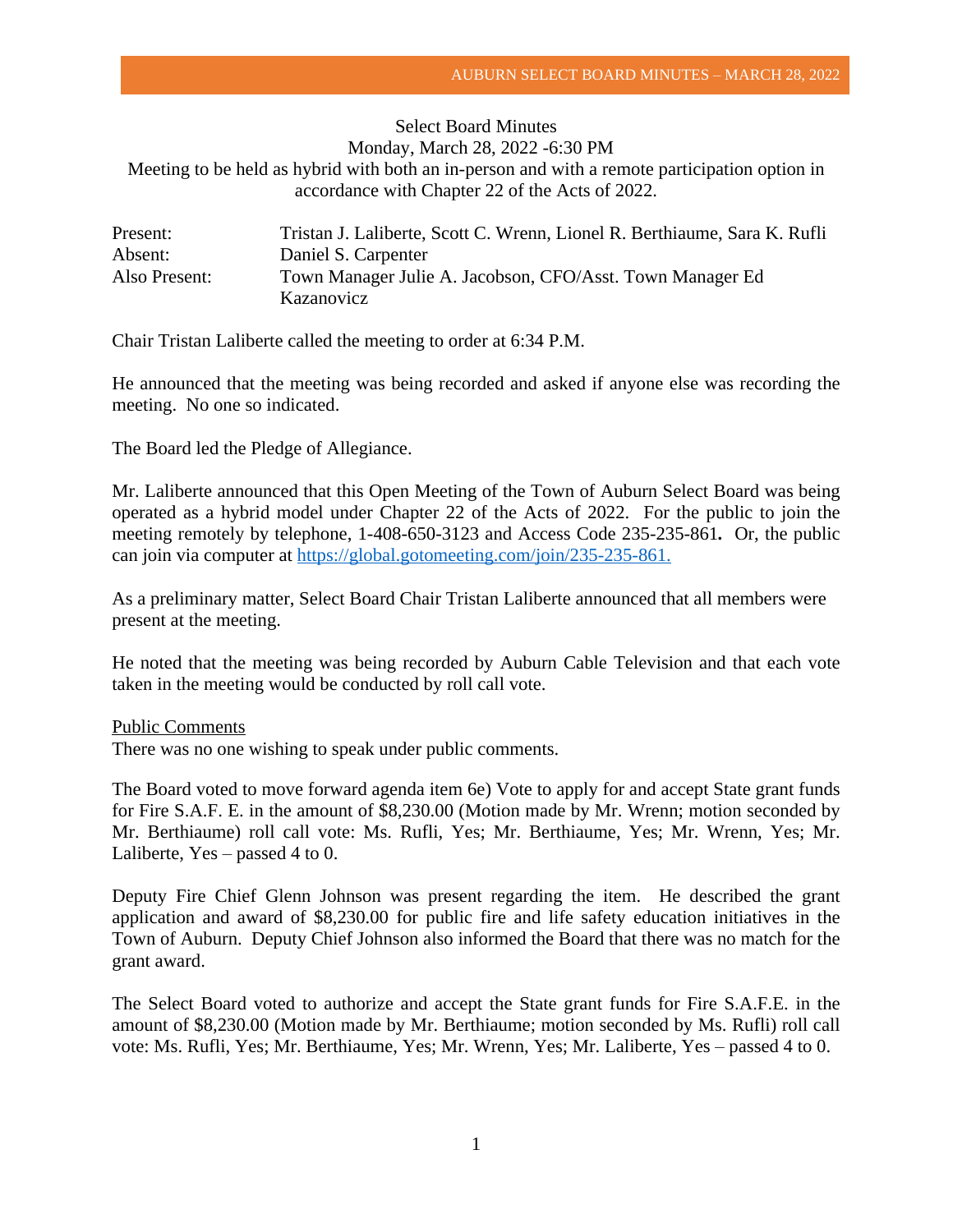Select Board Minutes
Monday, March 28, 2022 -6:30 PM
Meeting to be held as hybrid with both an in-person and with a remote participation option in accordance with Chapter 22 of the Acts of 2022.

| | |
|---|---|
| Present: | Tristan J. Laliberte, Scott C. Wrenn, Lionel R. Berthiaume, Sara K. Rufli |
| Absent: | Daniel S. Carpenter |
| Also Present: | Town Manager Julie A. Jacobson, CFO/Asst. Town Manager Ed Kazanovicz |

Chair Tristan Laliberte called the meeting to order at 6:34 P.M.

He announced that the meeting was being recorded and asked if anyone else was recording the meeting. No one so indicated.

The Board led the Pledge of Allegiance.

Mr. Laliberte announced that this Open Meeting of the Town of Auburn Select Board was being operated as a hybrid model under Chapter 22 of the Acts of 2022. For the public to join the meeting remotely by telephone, 1-408-650-3123 and Access Code 235-235-861**.** Or, the public can join via computer at [https://global.gotomeeting.com/join/235-235-861.](https://global.gotomeeting.com/join/235-235-861)

As a preliminary matter, Select Board Chair Tristan Laliberte announced that all members were present at the meeting.

He noted that the meeting was being recorded by Auburn Cable Television and that each vote taken in the meeting would be conducted by roll call vote.

<u>Public Comments</u>
There was no one wishing to speak under public comments.

The Board voted to move forward agenda item 6e) Vote to apply for and accept State grant funds for Fire S.A.F. E. in the amount of $8,230.00 (Motion made by Mr. Wrenn; motion seconded by Mr. Berthiaume) roll call vote: Ms. Rufli, Yes; Mr. Berthiaume, Yes; Mr. Wrenn, Yes; Mr. Laliberte, Yes – passed 4 to 0.

Deputy Fire Chief Glenn Johnson was present regarding the item. He described the grant application and award of $8,230.00 for public fire and life safety education initiatives in the Town of Auburn. Deputy Chief Johnson also informed the Board that there was no match for the grant award.

The Select Board voted to authorize and accept the State grant funds for Fire S.A.F.E. in the amount of $8,230.00 (Motion made by Mr. Berthiaume; motion seconded by Ms. Rufli) roll call vote: Ms. Rufli, Yes; Mr. Berthiaume, Yes; Mr. Wrenn, Yes; Mr. Laliberte, Yes – passed 4 to 0.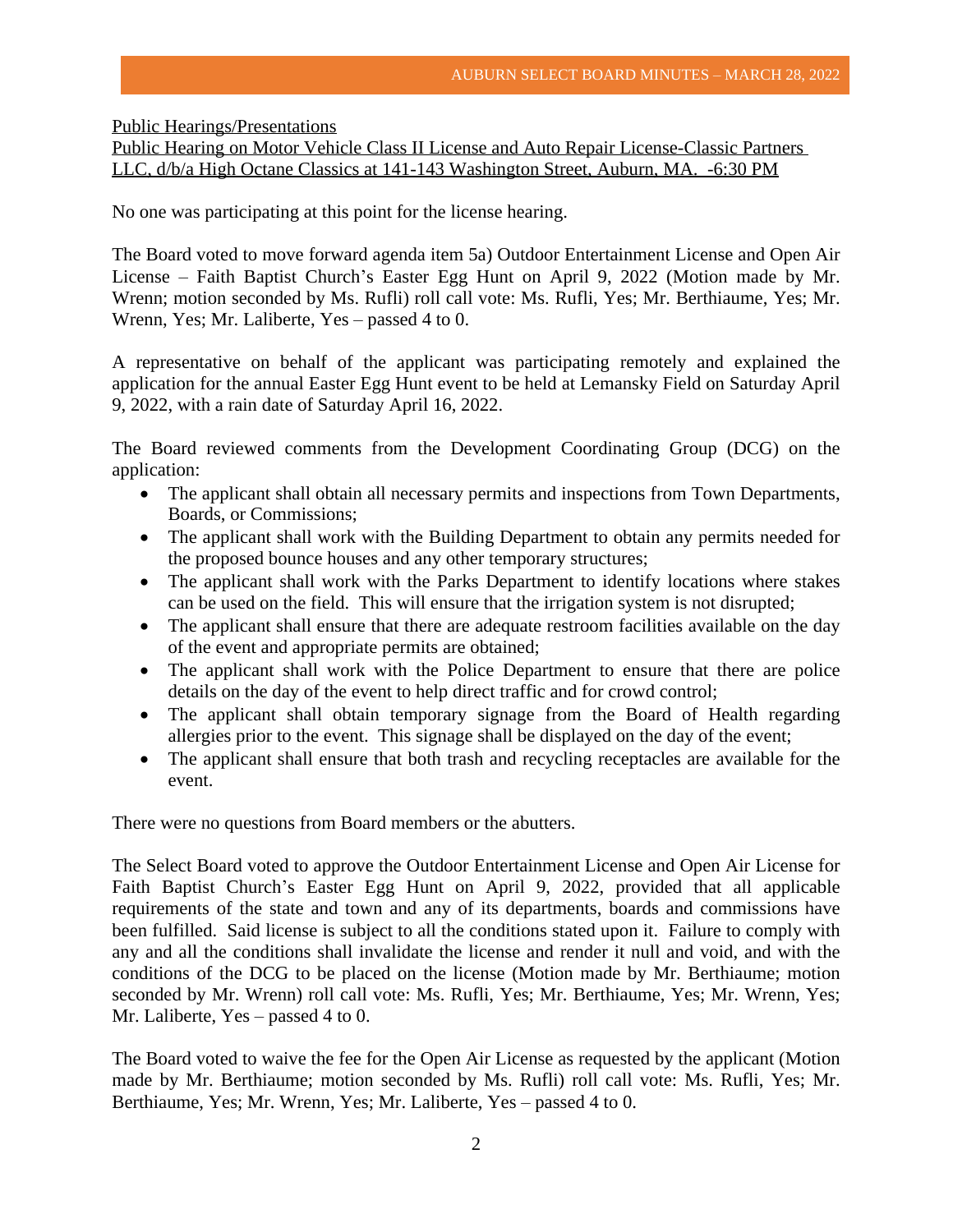Public Hearings/Presentations

Public Hearing on Motor Vehicle Class II License and Auto Repair License-Classic Partners LLC, d/b/a High Octane Classics at 141-143 Washington Street, Auburn, MA. -6:30 PM

No one was participating at this point for the license hearing.

The Board voted to move forward agenda item 5a) Outdoor Entertainment License and Open Air License – Faith Baptist Church's Easter Egg Hunt on April 9, 2022 (Motion made by Mr. Wrenn; motion seconded by Ms. Rufli) roll call vote: Ms. Rufli, Yes; Mr. Berthiaume, Yes; Mr. Wrenn, Yes; Mr. Laliberte, Yes – passed 4 to 0.

A representative on behalf of the applicant was participating remotely and explained the application for the annual Easter Egg Hunt event to be held at Lemansky Field on Saturday April 9, 2022, with a rain date of Saturday April 16, 2022.

The Board reviewed comments from the Development Coordinating Group (DCG) on the application:

- The applicant shall obtain all necessary permits and inspections from Town Departments, Boards, or Commissions;
- The applicant shall work with the Building Department to obtain any permits needed for the proposed bounce houses and any other temporary structures;
- The applicant shall work with the Parks Department to identify locations where stakes can be used on the field. This will ensure that the irrigation system is not disrupted;
- The applicant shall ensure that there are adequate restroom facilities available on the day of the event and appropriate permits are obtained;
- The applicant shall work with the Police Department to ensure that there are police details on the day of the event to help direct traffic and for crowd control;
- The applicant shall obtain temporary signage from the Board of Health regarding allergies prior to the event. This signage shall be displayed on the day of the event;
- The applicant shall ensure that both trash and recycling receptacles are available for the event.

There were no questions from Board members or the abutters.

The Select Board voted to approve the Outdoor Entertainment License and Open Air License for Faith Baptist Church's Easter Egg Hunt on April 9, 2022, provided that all applicable requirements of the state and town and any of its departments, boards and commissions have been fulfilled. Said license is subject to all the conditions stated upon it. Failure to comply with any and all the conditions shall invalidate the license and render it null and void, and with the conditions of the DCG to be placed on the license (Motion made by Mr. Berthiaume; motion seconded by Mr. Wrenn) roll call vote: Ms. Rufli, Yes; Mr. Berthiaume, Yes; Mr. Wrenn, Yes; Mr. Laliberte, Yes – passed 4 to 0.

The Board voted to waive the fee for the Open Air License as requested by the applicant (Motion made by Mr. Berthiaume; motion seconded by Ms. Rufli) roll call vote: Ms. Rufli, Yes; Mr. Berthiaume, Yes; Mr. Wrenn, Yes; Mr. Laliberte, Yes – passed 4 to 0.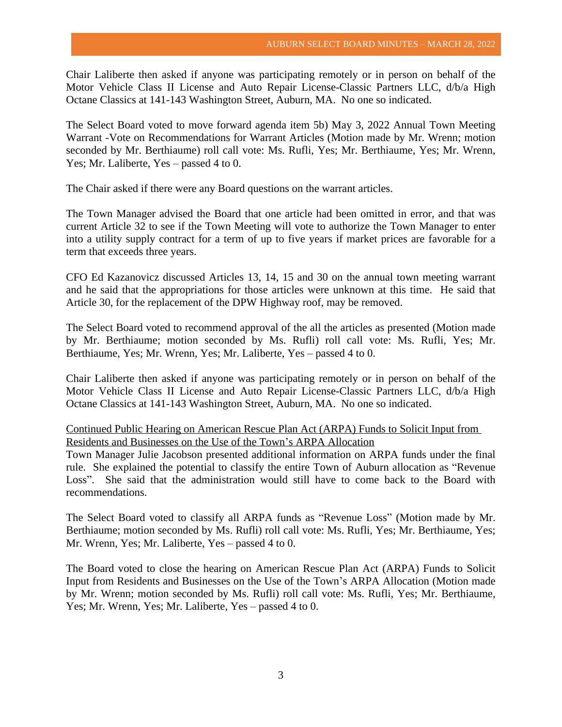Chair Laliberte then asked if anyone was participating remotely or in person on behalf of the Motor Vehicle Class II License and Auto Repair License-Classic Partners LLC, d/b/a High Octane Classics at 141-143 Washington Street, Auburn, MA. No one so indicated.

The Select Board voted to move forward agenda item 5b) May 3, 2022 Annual Town Meeting Warrant -Vote on Recommendations for Warrant Articles (Motion made by Mr. Wrenn; motion seconded by Mr. Berthiaume) roll call vote: Ms. Rufli, Yes; Mr. Berthiaume, Yes; Mr. Wrenn, Yes; Mr. Laliberte, Yes – passed 4 to 0.

The Chair asked if there were any Board questions on the warrant articles.

The Town Manager advised the Board that one article had been omitted in error, and that was current Article 32 to see if the Town Meeting will vote to authorize the Town Manager to enter into a utility supply contract for a term of up to five years if market prices are favorable for a term that exceeds three years.

CFO Ed Kazanovicz discussed Articles 13, 14, 15 and 30 on the annual town meeting warrant and he said that the appropriations for those articles were unknown at this time. He said that Article 30, for the replacement of the DPW Highway roof, may be removed.

The Select Board voted to recommend approval of the all the articles as presented (Motion made by Mr. Berthiaume; motion seconded by Ms. Rufli) roll call vote: Ms. Rufli, Yes; Mr. Berthiaume, Yes; Mr. Wrenn, Yes; Mr. Laliberte, Yes – passed 4 to 0.

Chair Laliberte then asked if anyone was participating remotely or in person on behalf of the Motor Vehicle Class II License and Auto Repair License-Classic Partners LLC, d/b/a High Octane Classics at 141-143 Washington Street, Auburn, MA. No one so indicated.

Continued Public Hearing on American Rescue Plan Act (ARPA) Funds to Solicit Input from Residents and Businesses on the Use of the Town's ARPA Allocation

Town Manager Julie Jacobson presented additional information on ARPA funds under the final rule. She explained the potential to classify the entire Town of Auburn allocation as "Revenue Loss". She said that the administration would still have to come back to the Board with recommendations.

The Select Board voted to classify all ARPA funds as "Revenue Loss" (Motion made by Mr. Berthiaume; motion seconded by Ms. Rufli) roll call vote: Ms. Rufli, Yes; Mr. Berthiaume, Yes; Mr. Wrenn, Yes; Mr. Laliberte, Yes – passed 4 to 0.

The Board voted to close the hearing on American Rescue Plan Act (ARPA) Funds to Solicit Input from Residents and Businesses on the Use of the Town's ARPA Allocation (Motion made by Mr. Wrenn; motion seconded by Ms. Rufli) roll call vote: Ms. Rufli, Yes; Mr. Berthiaume, Yes; Mr. Wrenn, Yes; Mr. Laliberte, Yes – passed 4 to 0.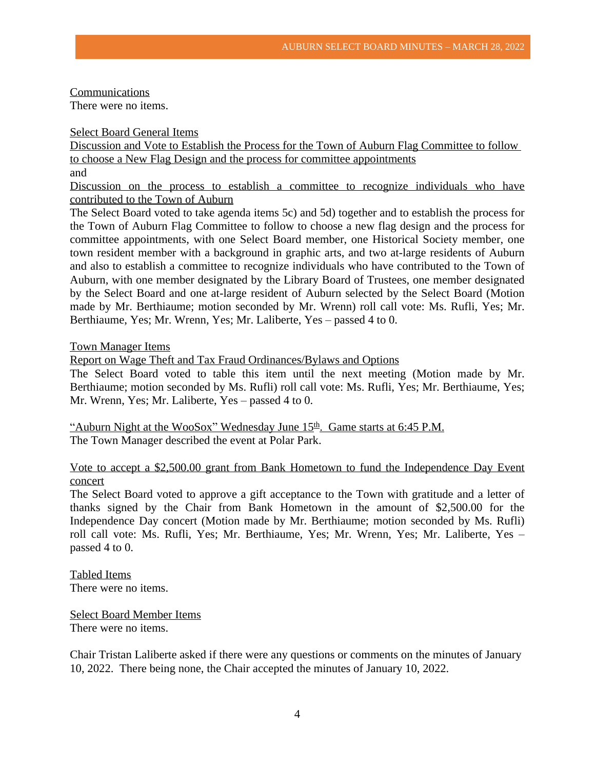<u>Communications</u>
There were no items.

<u>Select Board General Items</u>
<u>Discussion and Vote to Establish the Process for the Town of Auburn Flag Committee to follow to choose a New Flag Design and the process for committee appointments</u>
and
<u>Discussion on the process to establish a committee to recognize individuals who have contributed to the Town of Auburn</u>
The Select Board voted to take agenda items 5c) and 5d) together and to establish the process for the Town of Auburn Flag Committee to follow to choose a new flag design and the process for committee appointments, with one Select Board member, one Historical Society member, one town resident member with a background in graphic arts, and two at-large residents of Auburn and also to establish a committee to recognize individuals who have contributed to the Town of Auburn, with one member designated by the Library Board of Trustees, one member designated by the Select Board and one at-large resident of Auburn selected by the Select Board (Motion made by Mr. Berthiaume; motion seconded by Mr. Wrenn) roll call vote: Ms. Rufli, Yes; Mr. Berthiaume, Yes; Mr. Wrenn, Yes; Mr. Laliberte, Yes – passed 4 to 0.

<u>Town Manager Items</u>
<u>Report on Wage Theft and Tax Fraud Ordinances/Bylaws and Options</u>
The Select Board voted to table this item until the next meeting (Motion made by Mr. Berthiaume; motion seconded by Ms. Rufli) roll call vote: Ms. Rufli, Yes; Mr. Berthiaume, Yes; Mr. Wrenn, Yes; Mr. Laliberte, Yes – passed 4 to 0.

<u>"Auburn Night at the WooSox" Wednesday June 15th. Game starts at 6:45 P.M.</u>
The Town Manager described the event at Polar Park.

<u>Vote to accept a $2,500.00 grant from Bank Hometown to fund the Independence Day Event concert</u>
The Select Board voted to approve a gift acceptance to the Town with gratitude and a letter of thanks signed by the Chair from Bank Hometown in the amount of $2,500.00 for the Independence Day concert (Motion made by Mr. Berthiaume; motion seconded by Ms. Rufli) roll call vote: Ms. Rufli, Yes; Mr. Berthiaume, Yes; Mr. Wrenn, Yes; Mr. Laliberte, Yes – passed 4 to 0.

<u>Tabled Items</u>
There were no items.

<u>Select Board Member Items</u>
There were no items.

Chair Tristan Laliberte asked if there were any questions or comments on the minutes of January 10, 2022. There being none, the Chair accepted the minutes of January 10, 2022.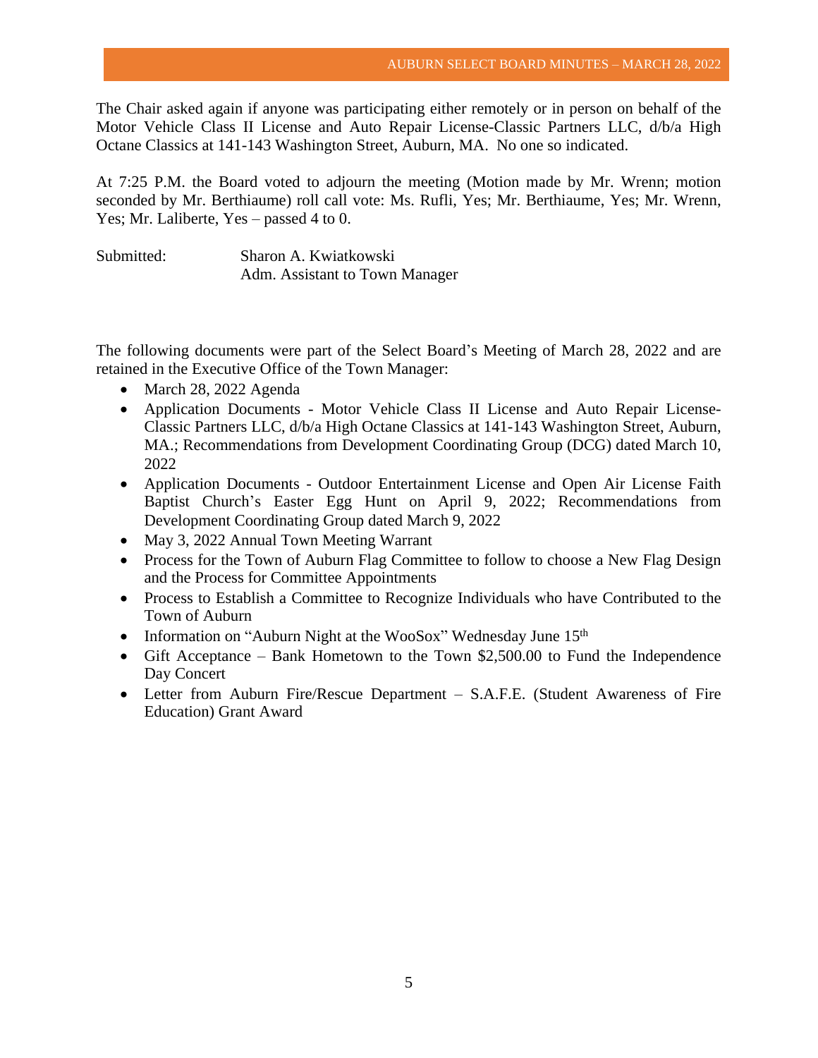The Chair asked again if anyone was participating either remotely or in person on behalf of the Motor Vehicle Class II License and Auto Repair License-Classic Partners LLC, d/b/a High Octane Classics at 141-143 Washington Street, Auburn, MA. No one so indicated.

At 7:25 P.M. the Board voted to adjourn the meeting (Motion made by Mr. Wrenn; motion seconded by Mr. Berthiaume) roll call vote: Ms. Rufli, Yes; Mr. Berthiaume, Yes; Mr. Wrenn, Yes; Mr. Laliberte, Yes – passed 4 to 0.

Submitted: Sharon A. Kwiatkowski
Adm. Assistant to Town Manager

The following documents were part of the Select Board's Meeting of March 28, 2022 and are retained in the Executive Office of the Town Manager:

- March 28, 2022 Agenda
- Application Documents - Motor Vehicle Class II License and Auto Repair License-Classic Partners LLC, d/b/a High Octane Classics at 141-143 Washington Street, Auburn, MA.; Recommendations from Development Coordinating Group (DCG) dated March 10, 2022
- Application Documents - Outdoor Entertainment License and Open Air License Faith Baptist Church's Easter Egg Hunt on April 9, 2022; Recommendations from Development Coordinating Group dated March 9, 2022
- May 3, 2022 Annual Town Meeting Warrant
- Process for the Town of Auburn Flag Committee to follow to choose a New Flag Design and the Process for Committee Appointments
- Process to Establish a Committee to Recognize Individuals who have Contributed to the Town of Auburn
- Information on "Auburn Night at the WooSox" Wednesday June 15th
- Gift Acceptance – Bank Hometown to the Town $2,500.00 to Fund the Independence Day Concert
- Letter from Auburn Fire/Rescue Department – S.A.F.E. (Student Awareness of Fire Education) Grant Award